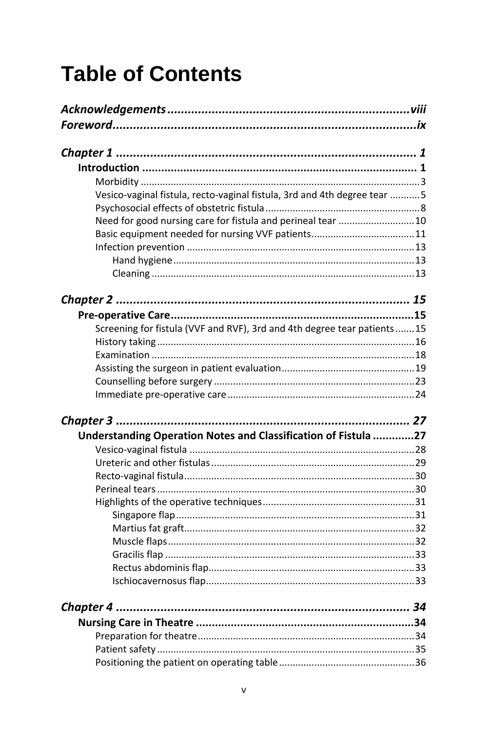# Table of Contents

***Acknowledgements*** ........................................................ ***viii***
***Foreword*** ........................................................ ***ix***

***Chapter 1*** ........................................................ ***1***

- **Introduction** ........................................................ **1**
  - Morbidity ........................................................ 3
  - Vesico-vaginal fistula, recto-vaginal fistula, 3rd and 4th degree tear ........... 5
  - Psychosocial effects of obstetric fistula ........................................................ 8
  - Need for good nursing care for fistula and perineal tear ........................... 10
  - Basic equipment needed for nursing VVF patients ........................................ 11
  - Infection prevention ........................................................ 13
    - Hand hygiene ........................................................ 13
    - Cleaning ........................................................ 13

***Chapter 2*** ........................................................ ***15***

- **Pre-operative Care** ........................................................ **15**
  - Screening for fistula (VVF and RVF), 3rd and 4th degree tear patients ....... 15
  - History taking ........................................................ 16
  - Examination ........................................................ 18
  - Assisting the surgeon in patient evaluation ........................................ 19
  - Counselling before surgery ........................................................ 23
  - Immediate pre-operative care ........................................................ 24

***Chapter 3*** ........................................................ ***27***

- **Understanding Operation Notes and Classification of Fistula** ............ **27**
  - Vesico-vaginal fistula ........................................................ 28
  - Ureteric and other fistulas ........................................................ 29
  - Recto-vaginal fistula ........................................................ 30
  - Perineal tears ........................................................ 30
  - Highlights of the operative techniques ........................................ 31
    - Singapore flap ........................................................ 31
    - Martius fat graft ........................................................ 32
    - Muscle flaps ........................................................ 32
    - Gracilis flap ........................................................ 33
    - Rectus abdominis flap ........................................................ 33
    - Ischiocavernosus flap ........................................................ 33

***Chapter 4*** ........................................................ ***34***

- **Nursing Care in Theatre** ........................................................ **34**
  - Preparation for theatre ........................................................ 34
  - Patient safety ........................................................ 35
  - Positioning the patient on operating table ........................................ 36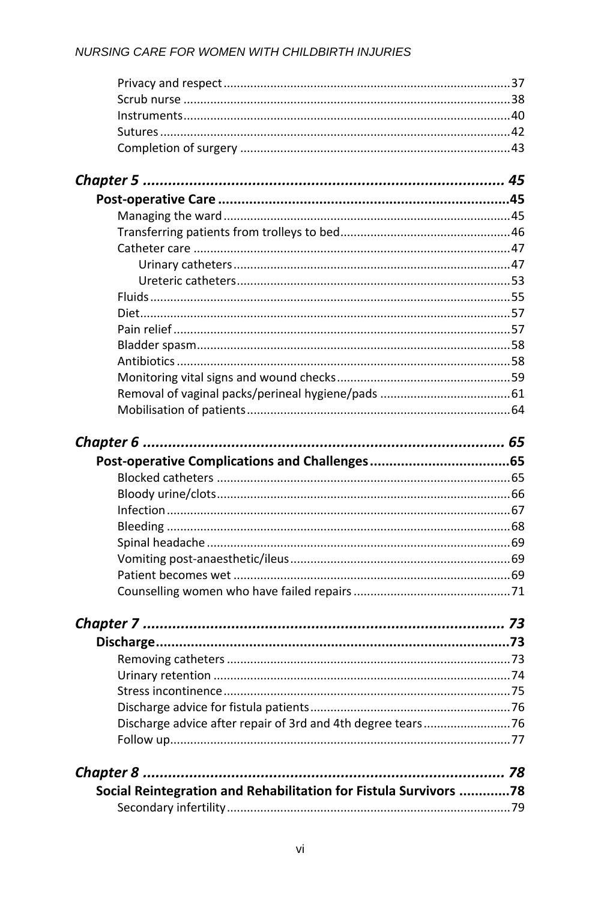Privacy and respect .......... 37
Scrub nurse .......... 38
Instruments .......... 40
Sutures .......... 42
Completion of surgery .......... 43

***Chapter 5 .......... 45***

**Post-operative Care .......... 45**

Managing the ward .......... 45
Transferring patients from trolleys to bed .......... 46
Catheter care .......... 47
Urinary catheters .......... 47
Ureteric catheters .......... 53
Fluids .......... 55
Diet .......... 57
Pain relief .......... 57
Bladder spasm .......... 58
Antibiotics .......... 58
Monitoring vital signs and wound checks .......... 59
Removal of vaginal packs/perineal hygiene/pads .......... 61
Mobilisation of patients .......... 64

***Chapter 6 .......... 65***

**Post-operative Complications and Challenges .......... 65**

Blocked catheters .......... 65
Bloody urine/clots .......... 66
Infection .......... 67
Bleeding .......... 68
Spinal headache .......... 69
Vomiting post-anaesthetic/ileus .......... 69
Patient becomes wet .......... 69
Counselling women who have failed repairs .......... 71

***Chapter 7 .......... 73***

**Discharge .......... 73**

Removing catheters .......... 73
Urinary retention .......... 74
Stress incontinence .......... 75
Discharge advice for fistula patients .......... 76
Discharge advice after repair of 3rd and 4th degree tears .......... 76
Follow up .......... 77

***Chapter 8 .......... 78***

**Social Reintegration and Rehabilitation for Fistula Survivors .......... 78**

Secondary infertility .......... 79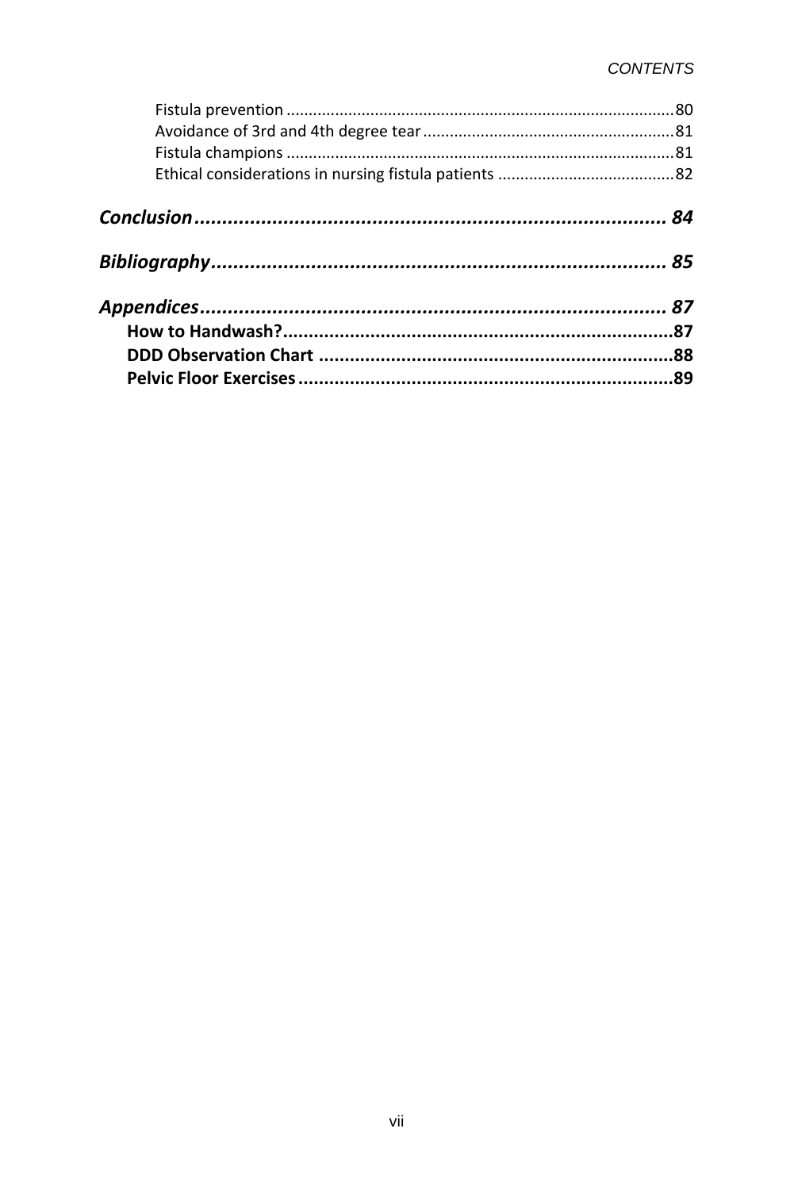Fistula prevention ....................................................................................... 80
Avoidance of 3rd and 4th degree tear ......................................................... 81
Fistula champions ....................................................................................... 81
Ethical considerations in nursing fistula patients ........................................ 82

***Conclusion .................................................................................. 84***

***Bibliography ................................................................................ 85***

***Appendices ................................................................................... 87***

**How to Handwash? ......................................................................... 87**
**DDD Observation Chart .................................................................. 88**
**Pelvic Floor Exercises ...................................................................... 89**